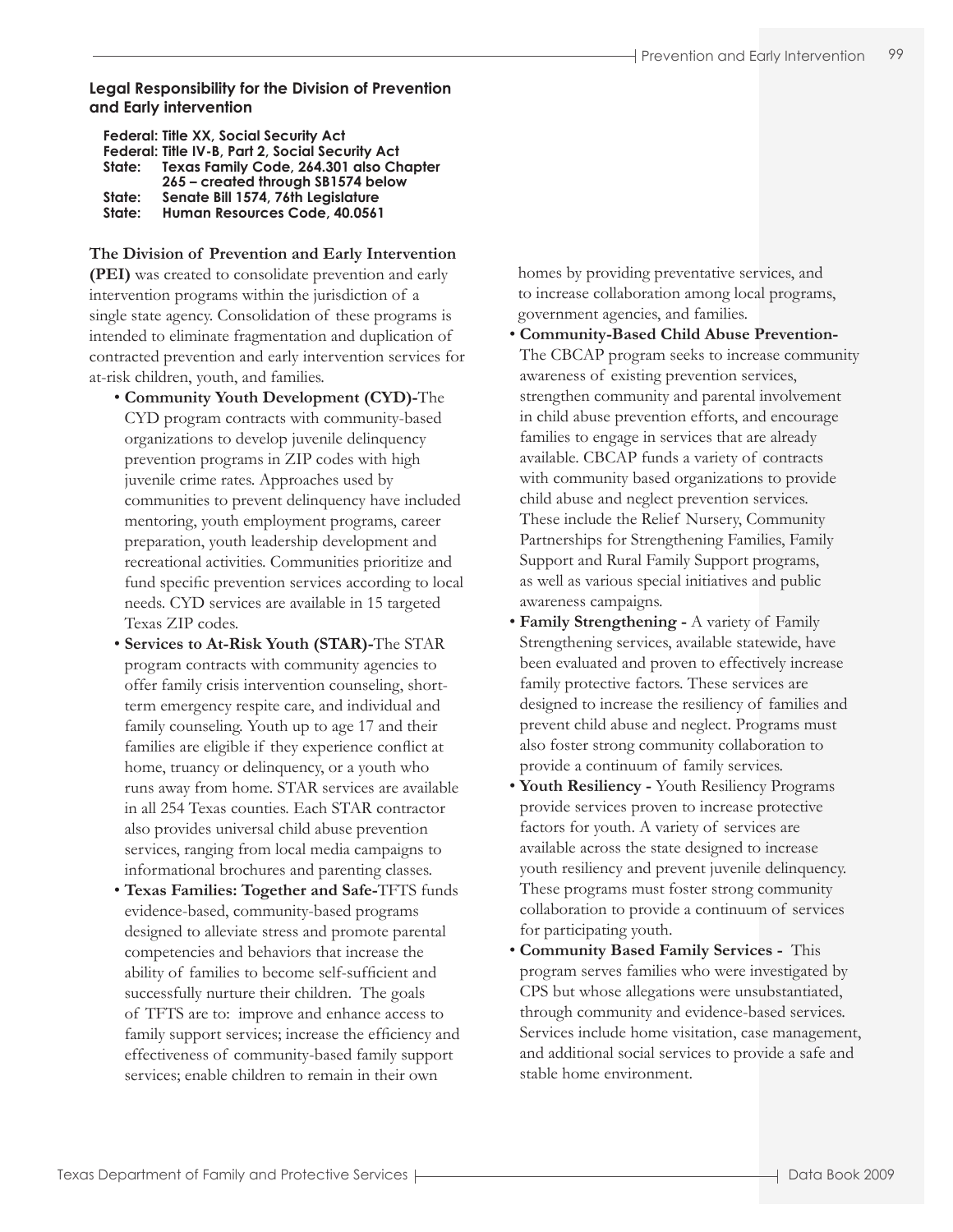## Legal Responsibility for the Division of Prevention and Early intervention

**Federal: Title XX, Social Security Act**
**Federal: Title IV-B, Part 2, Social Security Act**
**State: Texas Family Code, 264.301 also Chapter 265 – created through SB1574 below**
**State: Senate Bill 1574, 76th Legislature**
**State: Human Resources Code, 40.0561**

**The Division of Prevention and Early Intervention (PEI)** was created to consolidate prevention and early intervention programs within the jurisdiction of a single state agency. Consolidation of these programs is intended to eliminate fragmentation and duplication of contracted prevention and early intervention services for at-risk children, youth, and families.

- **Community Youth Development (CYD)-**The CYD program contracts with community-based organizations to develop juvenile delinquency prevention programs in ZIP codes with high juvenile crime rates. Approaches used by communities to prevent delinquency have included mentoring, youth employment programs, career preparation, youth leadership development and recreational activities. Communities prioritize and fund specific prevention services according to local needs. CYD services are available in 15 targeted Texas ZIP codes.
- **Services to At-Risk Youth (STAR)-**The STAR program contracts with community agencies to offer family crisis intervention counseling, short-term emergency respite care, and individual and family counseling. Youth up to age 17 and their families are eligible if they experience conflict at home, truancy or delinquency, or a youth who runs away from home. STAR services are available in all 254 Texas counties. Each STAR contractor also provides universal child abuse prevention services, ranging from local media campaigns to informational brochures and parenting classes.
- **Texas Families: Together and Safe-**TFTS funds evidence-based, community-based programs designed to alleviate stress and promote parental competencies and behaviors that increase the ability of families to become self-sufficient and successfully nurture their children. The goals of TFTS are to: improve and enhance access to family support services; increase the efficiency and effectiveness of community-based family support services; enable children to remain in their own homes by providing preventative services, and to increase collaboration among local programs, government agencies, and families.
- **Community-Based Child Abuse Prevention-** The CBCAP program seeks to increase community awareness of existing prevention services, strengthen community and parental involvement in child abuse prevention efforts, and encourage families to engage in services that are already available. CBCAP funds a variety of contracts with community based organizations to provide child abuse and neglect prevention services. These include the Relief Nursery, Community Partnerships for Strengthening Families, Family Support and Rural Family Support programs, as well as various special initiatives and public awareness campaigns.
- **Family Strengthening -** A variety of Family Strengthening services, available statewide, have been evaluated and proven to effectively increase family protective factors. These services are designed to increase the resiliency of families and prevent child abuse and neglect. Programs must also foster strong community collaboration to provide a continuum of family services.
- **Youth Resiliency -** Youth Resiliency Programs provide services proven to increase protective factors for youth. A variety of services are available across the state designed to increase youth resiliency and prevent juvenile delinquency. These programs must foster strong community collaboration to provide a continuum of services for participating youth.
- **Community Based Family Services -** This program serves families who were investigated by CPS but whose allegations were unsubstantiated, through community and evidence-based services. Services include home visitation, case management, and additional social services to provide a safe and stable home environment.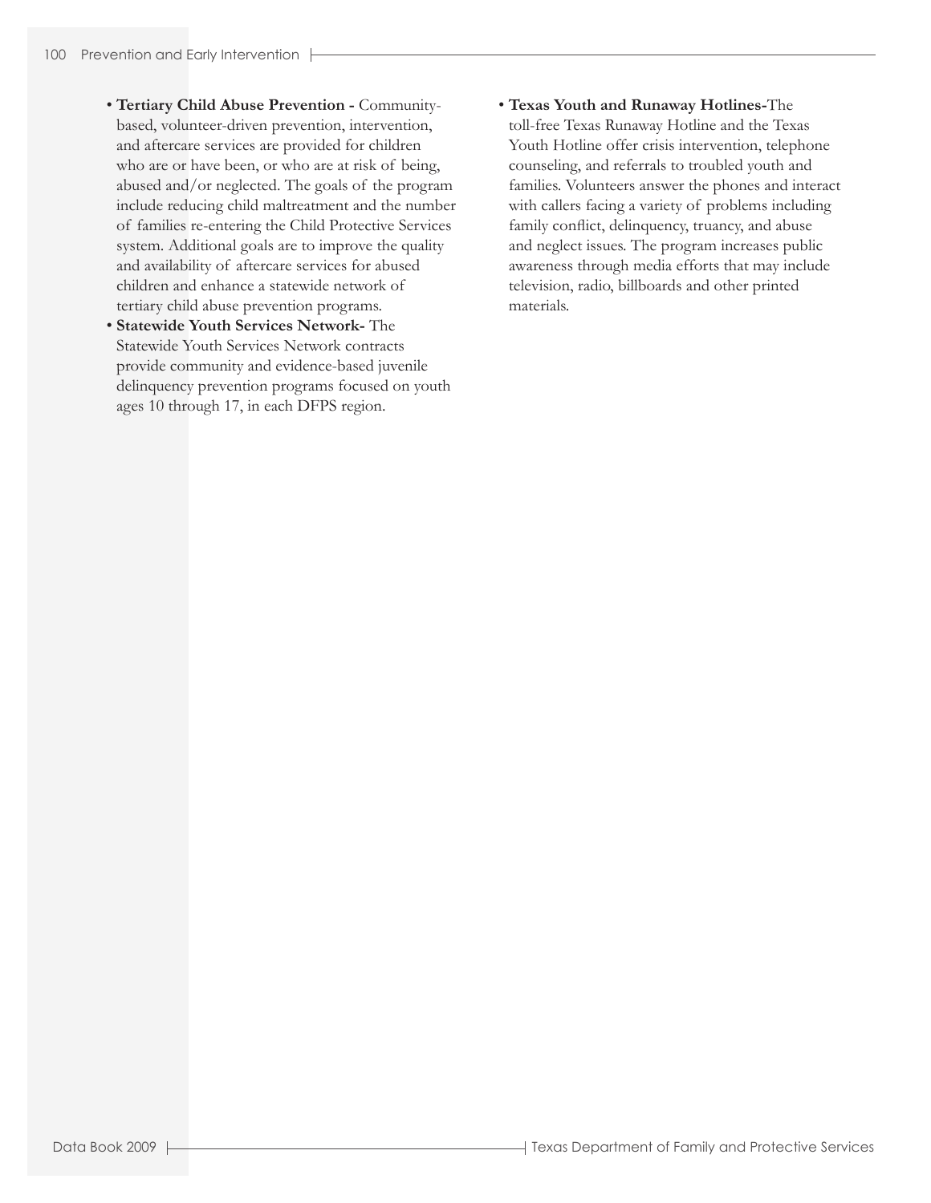- **Tertiary Child Abuse Prevention -** Community-based, volunteer-driven prevention, intervention, and aftercare services are provided for children who are or have been, or who are at risk of being, abused and/or neglected. The goals of the program include reducing child maltreatment and the number of families re-entering the Child Protective Services system. Additional goals are to improve the quality and availability of aftercare services for abused children and enhance a statewide network of tertiary child abuse prevention programs.
- **Statewide Youth Services Network-** The Statewide Youth Services Network contracts provide community and evidence-based juvenile delinquency prevention programs focused on youth ages 10 through 17, in each DFPS region.
- **Texas Youth and Runaway Hotlines-**The toll-free Texas Runaway Hotline and the Texas Youth Hotline offer crisis intervention, telephone counseling, and referrals to troubled youth and families. Volunteers answer the phones and interact with callers facing a variety of problems including family conflict, delinquency, truancy, and abuse and neglect issues. The program increases public awareness through media efforts that may include television, radio, billboards and other printed materials.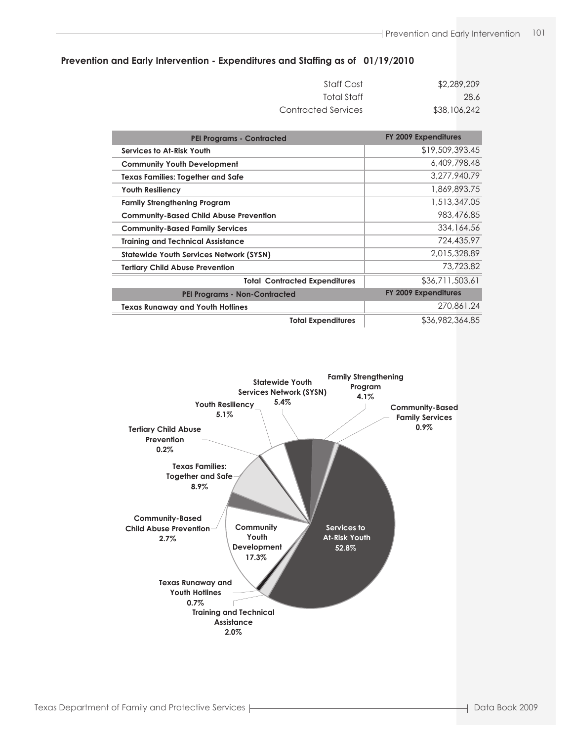## Prevention and Early Intervention - Expenditures and Staffing as of 01/19/2010

| | |
|---|---|
| Staff Cost | $2,289,209 |
| Total Staff | 28.6 |
| Contracted Services | $38,106,242 |

| PEI Programs - Contracted | FY 2009 Expenditures |
|---|---|
| **Services to At-Risk Youth** | $19,509,393.45 |
| **Community Youth Development** | 6,409,798.48 |
| **Texas Families: Together and Safe** | 3,277,940.79 |
| **Youth Resiliency** | 1,869,893.75 |
| **Family Strengthening Program** | 1,513,347.05 |
| **Community-Based Child Abuse Prevention** | 983,476.85 |
| **Community-Based Family Services** | 334,164.56 |
| **Training and Technical Assistance** | 724,435.97 |
| **Statewide Youth Services Network (SYSN)** | 2,015,328.89 |
| **Tertiary Child Abuse Prevention** | 73,723.82 |
| **Total Contracted Expenditures** | $36,711,503.61 |
| **PEI Programs - Non-Contracted** | **FY 2009 Expenditures** |
| **Texas Runaway and Youth Hotlines** | 270,861.24 |
| **Total Expenditures** | $36,982,364.85 |

- Services to At-Risk Youth 52.8%
- Community Youth Development 17.3%
- Texas Families: Together and Safe 8.9%
- Statewide Youth Services Network (SYSN) 5.4%
- Youth Resiliency 5.1%
- Family Strengthening Program 4.1%
- Community-Based Child Abuse Prevention 2.7%
- Training and Technical Assistance 2.0%
- Community-Based Family Services 0.9%
- Texas Runaway and Youth Hotlines 0.7%
- Tertiary Child Abuse Prevention 0.2%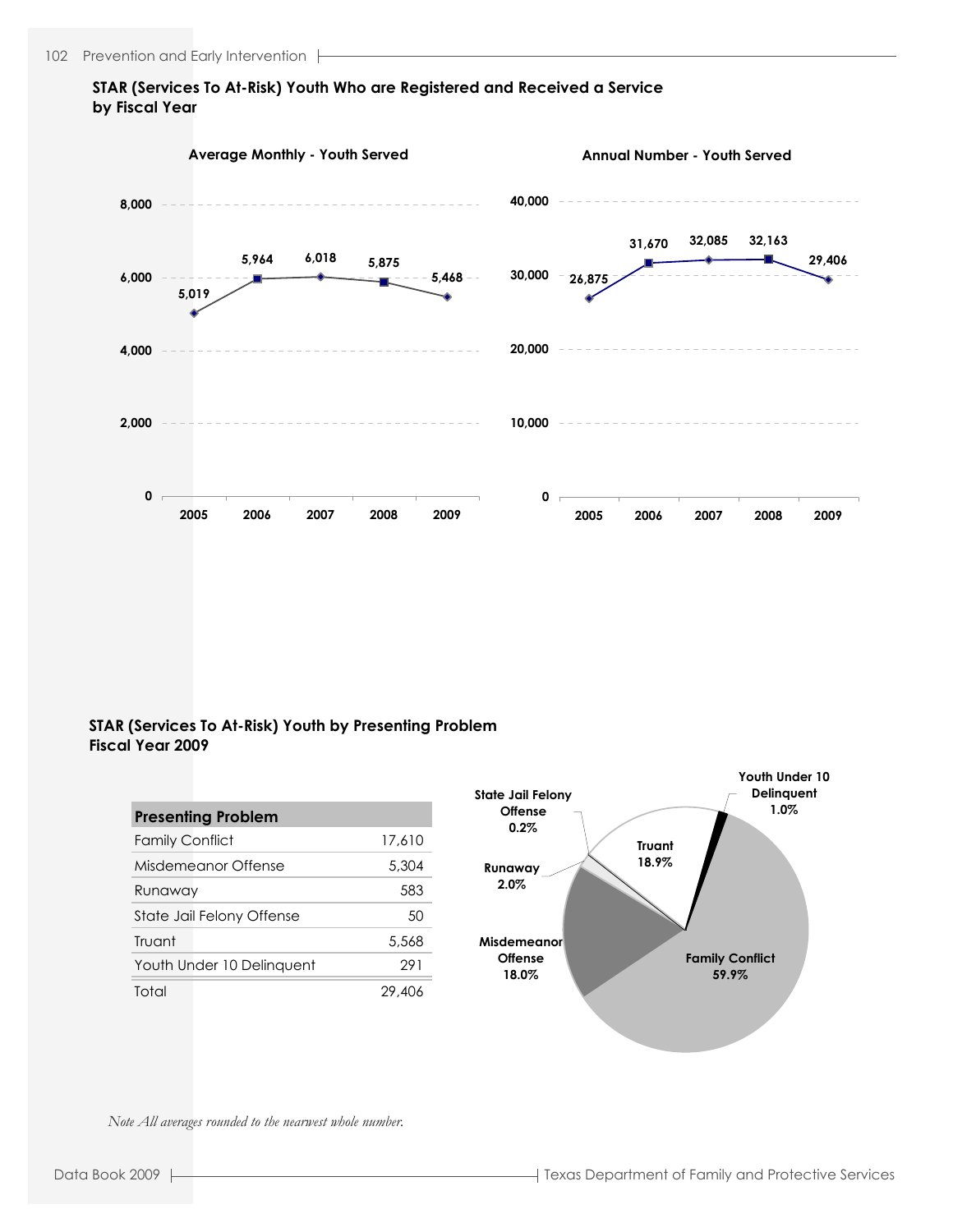## STAR (Services To At-Risk) Youth Who are Registered and Received a Service by Fiscal Year

**Average Monthly - Youth Served**

| Fiscal Year | 2005 | 2006 | 2007 | 2008 | 2009 |
|---|---|---|---|---|---|
| Average Monthly - Youth Served | 5,019 | 5,964 | 6,018 | 5,875 | 5,468 |

**Annual Number - Youth Served**

| Fiscal Year | 2005 | 2006 | 2007 | 2008 | 2009 |
|---|---|---|---|---|---|
| Annual Number - Youth Served | 26,875 | 31,670 | 32,085 | 32,163 | 29,406 |

## STAR (Services To At-Risk) Youth by Presenting Problem Fiscal Year 2009

| Presenting Problem | |
|---|---|
| Family Conflict | 17,610 |
| Misdemeanor Offense | 5,304 |
| Runaway | 583 |
| State Jail Felony Offense | 50 |
| Truant | 5,568 |
| Youth Under 10 Delinquent | 291 |
| Total | 29,406 |

| Presenting Problem | Percent |
|---|---|
| Family Conflict | 59.9% |
| Misdemeanor Offense | 18.0% |
| Runaway | 2.0% |
| State Jail Felony Offense | 0.2% |
| Truant | 18.9% |
| Youth Under 10 Delinquent | 1.0% |

*Note All averages rounded to the nearwest whole number.*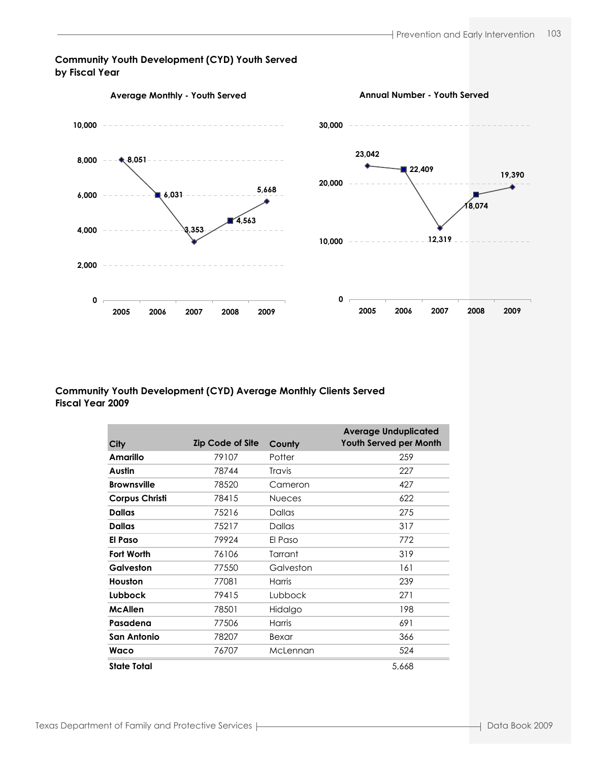## Community Youth Development (CYD) Youth Served by Fiscal Year

**Average Monthly - Youth Served**

| Fiscal Year | Average Monthly Youth Served |
|---|---|
| 2005 | 8,051 |
| 2006 | 6,031 |
| 2007 | 3,353 |
| 2008 | 4,563 |
| 2009 | 5,668 |

**Annual Number - Youth Served**

| Fiscal Year | Annual Number Youth Served |
|---|---|
| 2005 | 23,042 |
| 2006 | 22,409 |
| 2007 | 12,319 |
| 2008 | 18,074 |
| 2009 | 19,390 |

## Community Youth Development (CYD) Average Monthly Clients Served Fiscal Year 2009

| City | Zip Code of Site | County | Average Unduplicated Youth Served per Month |
|---|---|---|---|
| **Amarillo** | 79107 | Potter | 259 |
| **Austin** | 78744 | Travis | 227 |
| **Brownsville** | 78520 | Cameron | 427 |
| **Corpus Christi** | 78415 | Nueces | 622 |
| **Dallas** | 75216 | Dallas | 275 |
| **Dallas** | 75217 | Dallas | 317 |
| **El Paso** | 79924 | El Paso | 772 |
| **Fort Worth** | 76106 | Tarrant | 319 |
| **Galveston** | 77550 | Galveston | 161 |
| **Houston** | 77081 | Harris | 239 |
| **Lubbock** | 79415 | Lubbock | 271 |
| **McAllen** | 78501 | Hidalgo | 198 |
| **Pasadena** | 77506 | Harris | 691 |
| **San Antonio** | 78207 | Bexar | 366 |
| **Waco** | 76707 | McLennan | 524 |
| **State Total** | | | 5,668 |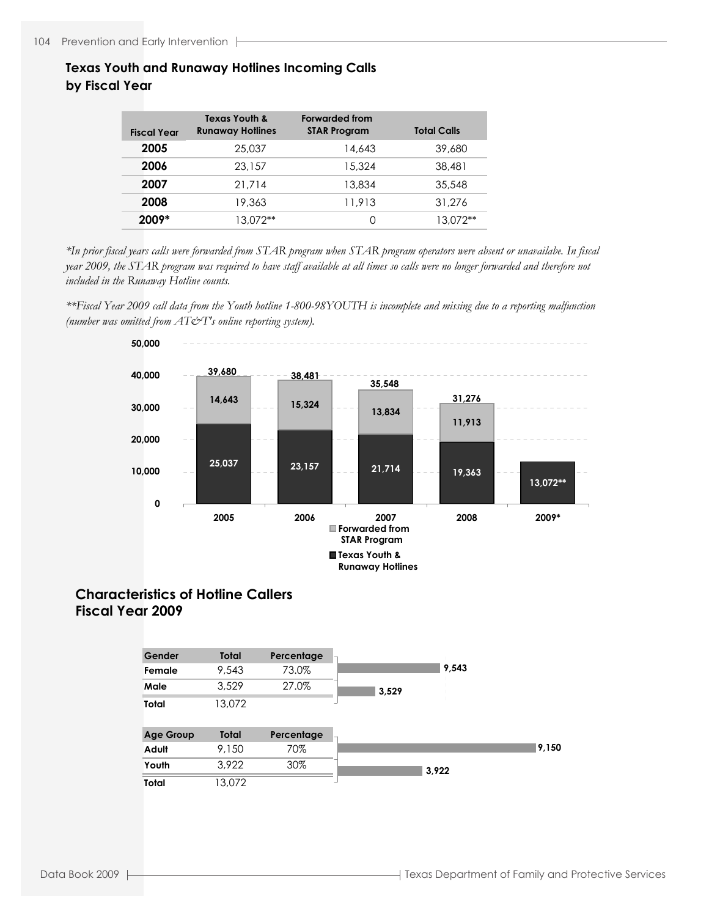## Texas Youth and Runaway Hotlines Incoming Calls by Fiscal Year

| Fiscal Year | Texas Youth & Runaway Hotlines | Forwarded from STAR Program | Total Calls |
|---|---|---|---|
| 2005 | 25,037 | 14,643 | 39,680 |
| 2006 | 23,157 | 15,324 | 38,481 |
| 2007 | 21,714 | 13,834 | 35,548 |
| 2008 | 19,363 | 11,913 | 31,276 |
| 2009* | 13,072** | 0 | 13,072** |

*\*In prior fiscal years calls were forwarded from STAR program when STAR program operators were absent or unavailabe. In fiscal year 2009, the STAR program was required to have staff available at all times so calls were no longer forwarded and therefore not included in the Runaway Hotline counts.*

*\*\*Fiscal Year 2009 call data from the Youth hotline 1-800-98YOUTH is incomplete and missing due to a reporting malfunction (number was omitted from AT&T's online reporting system).*

| Fiscal Year | Texas Youth & Runaway Hotlines | Forwarded from STAR Program | Total |
|---|---|---|---|
| 2005 | 25,037 | 14,643 | 39,680 |
| 2006 | 23,157 | 15,324 | 38,481 |
| 2007 | 21,714 | 13,834 | 35,548 |
| 2008 | 19,363 | 11,913 | 31,276 |
| 2009* | 13,072** | | |

## Characteristics of Hotline Callers Fiscal Year 2009

| Gender | Total | Percentage |
|---|---|---|
| Female | 9,543 | 73.0% |
| Male | 3,529 | 27.0% |
| Total | 13,072 | |

| Age Group | Total | Percentage |
|---|---|---|
| Adult | 9,150 | 70% |
| Youth | 3,922 | 30% |
| Total | 13,072 | |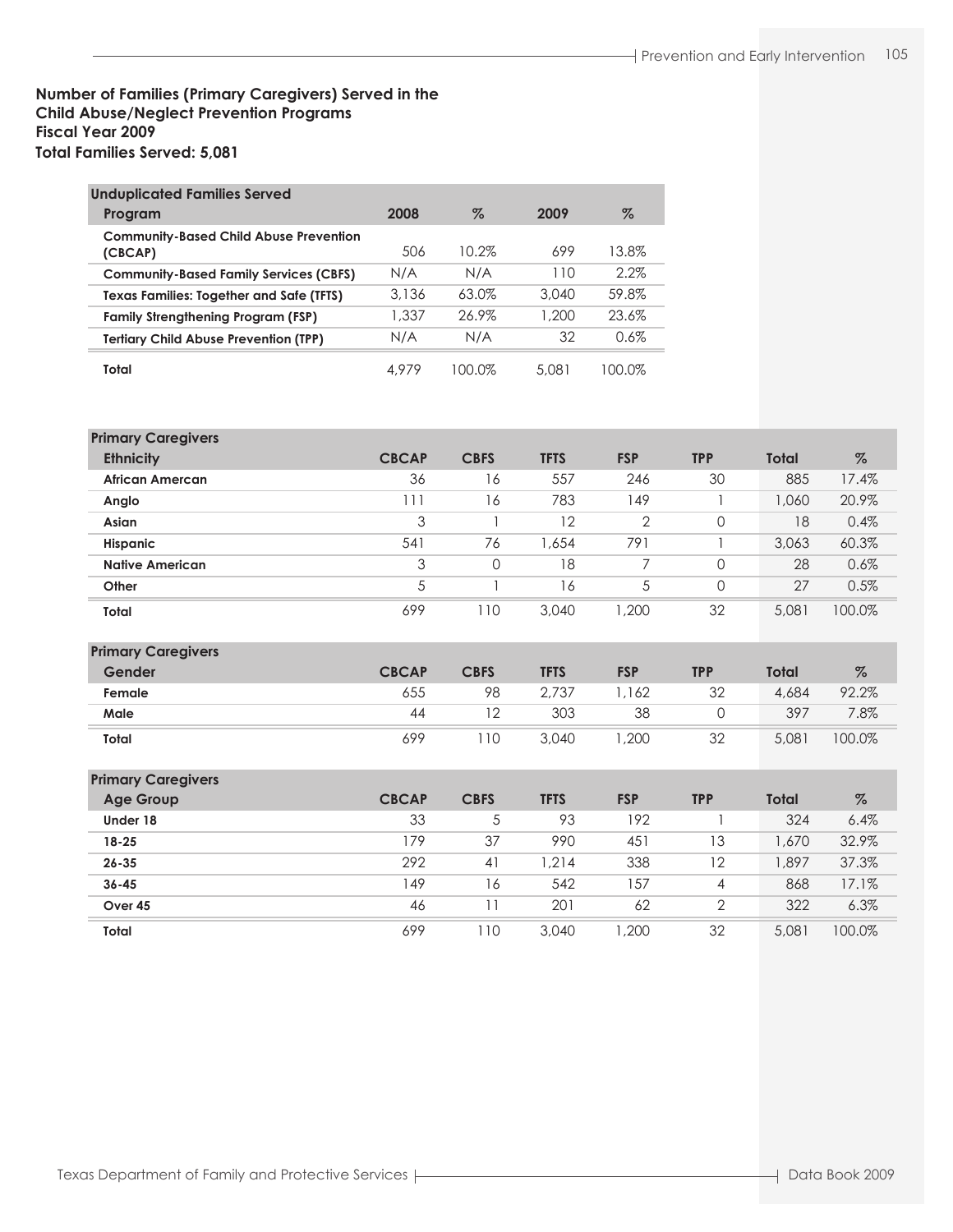**Number of Families (Primary Caregivers) Served in the Child Abuse/Neglect Prevention Programs**
**Fiscal Year 2009**
**Total Families Served: 5,081**

| Unduplicated Families Served | | | | |
|---|---|---|---|---|
| Program | 2008 | % | 2009 | % |
| Community-Based Child Abuse Prevention (CBCAP) | 506 | 10.2% | 699 | 13.8% |
| Community-Based Family Services (CBFS) | N/A | N/A | 110 | 2.2% |
| Texas Families: Together and Safe (TFTS) | 3,136 | 63.0% | 3,040 | 59.8% |
| Family Strengthening Program (FSP) | 1,337 | 26.9% | 1,200 | 23.6% |
| Tertiary Child Abuse Prevention (TPP) | N/A | N/A | 32 | 0.6% |
| Total | 4,979 | 100.0% | 5,081 | 100.0% |

| Primary Caregivers | | | | | | | |
|---|---|---|---|---|---|---|---|
| Ethnicity | CBCAP | CBFS | TFTS | FSP | TPP | Total | % |
| African Amercan | 36 | 16 | 557 | 246 | 30 | 885 | 17.4% |
| Anglo | 111 | 16 | 783 | 149 | 1 | 1,060 | 20.9% |
| Asian | 3 | 1 | 12 | 2 | 0 | 18 | 0.4% |
| Hispanic | 541 | 76 | 1,654 | 791 | 1 | 3,063 | 60.3% |
| Native American | 3 | 0 | 18 | 7 | 0 | 28 | 0.6% |
| Other | 5 | 1 | 16 | 5 | 0 | 27 | 0.5% |
| Total | 699 | 110 | 3,040 | 1,200 | 32 | 5,081 | 100.0% |

| Primary Caregivers | | | | | | | |
|---|---|---|---|---|---|---|---|
| Gender | CBCAP | CBFS | TFTS | FSP | TPP | Total | % |
| Female | 655 | 98 | 2,737 | 1,162 | 32 | 4,684 | 92.2% |
| Male | 44 | 12 | 303 | 38 | 0 | 397 | 7.8% |
| Total | 699 | 110 | 3,040 | 1,200 | 32 | 5,081 | 100.0% |

| Primary Caregivers | | | | | | | |
|---|---|---|---|---|---|---|---|
| Age Group | CBCAP | CBFS | TFTS | FSP | TPP | Total | % |
| Under 18 | 33 | 5 | 93 | 192 | 1 | 324 | 6.4% |
| 18-25 | 179 | 37 | 990 | 451 | 13 | 1,670 | 32.9% |
| 26-35 | 292 | 41 | 1,214 | 338 | 12 | 1,897 | 37.3% |
| 36-45 | 149 | 16 | 542 | 157 | 4 | 868 | 17.1% |
| Over 45 | 46 | 11 | 201 | 62 | 2 | 322 | 6.3% |
| Total | 699 | 110 | 3,040 | 1,200 | 32 | 5,081 | 100.0% |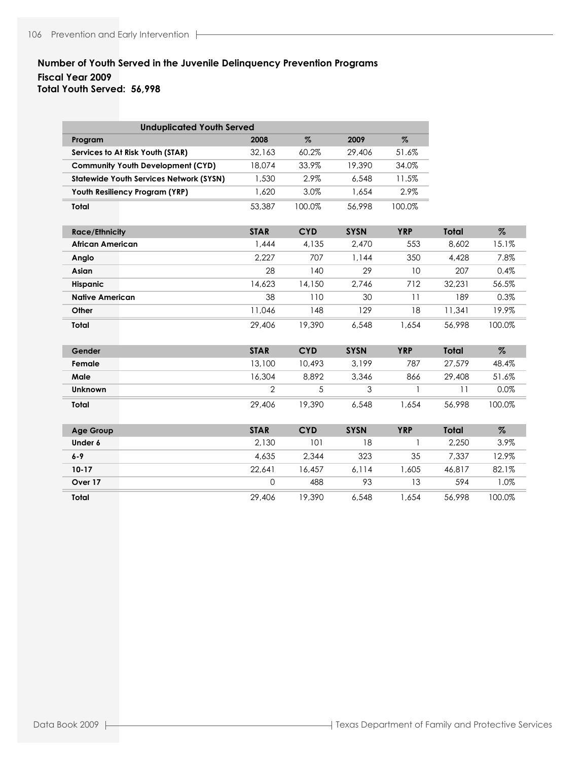### Number of Youth Served in the Juvenile Delinquency Prevention Programs

**Fiscal Year 2009**

**Total Youth Served: 56,998**

| Unduplicated Youth Served | | | | |
|---|---|---|---|---|
| **Program** | **2008** | **%** | **2009** | **%** |
| **Services to At Risk Youth (STAR)** | 32,163 | 60.2% | 29,406 | 51.6% |
| **Community Youth Development (CYD)** | 18,074 | 33.9% | 19,390 | 34.0% |
| **Statewide Youth Services Network (SYSN)** | 1,530 | 2.9% | 6,548 | 11.5% |
| **Youth Resiliency Program (YRP)** | 1,620 | 3.0% | 1,654 | 2.9% |
| **Total** | 53,387 | 100.0% | 56,998 | 100.0% |

| Race/Ethnicity | STAR | CYD | SYSN | YRP | Total | % |
|---|---|---|---|---|---|---|
| **African American** | 1,444 | 4,135 | 2,470 | 553 | 8,602 | 15.1% |
| **Anglo** | 2,227 | 707 | 1,144 | 350 | 4,428 | 7.8% |
| **Asian** | 28 | 140 | 29 | 10 | 207 | 0.4% |
| **Hispanic** | 14,623 | 14,150 | 2,746 | 712 | 32,231 | 56.5% |
| **Native American** | 38 | 110 | 30 | 11 | 189 | 0.3% |
| **Other** | 11,046 | 148 | 129 | 18 | 11,341 | 19.9% |
| **Total** | 29,406 | 19,390 | 6,548 | 1,654 | 56,998 | 100.0% |

| Gender | STAR | CYD | SYSN | YRP | Total | % |
|---|---|---|---|---|---|---|
| **Female** | 13,100 | 10,493 | 3,199 | 787 | 27,579 | 48.4% |
| **Male** | 16,304 | 8,892 | 3,346 | 866 | 29,408 | 51.6% |
| **Unknown** | 2 | 5 | 3 | 1 | 11 | 0.0% |
| **Total** | 29,406 | 19,390 | 6,548 | 1,654 | 56,998 | 100.0% |

| Age Group | STAR | CYD | SYSN | YRP | Total | % |
|---|---|---|---|---|---|---|
| **Under 6** | 2,130 | 101 | 18 | 1 | 2,250 | 3.9% |
| **6-9** | 4,635 | 2,344 | 323 | 35 | 7,337 | 12.9% |
| **10-17** | 22,641 | 16,457 | 6,114 | 1,605 | 46,817 | 82.1% |
| **Over 17** | 0 | 488 | 93 | 13 | 594 | 1.0% |
| **Total** | 29,406 | 19,390 | 6,548 | 1,654 | 56,998 | 100.0% |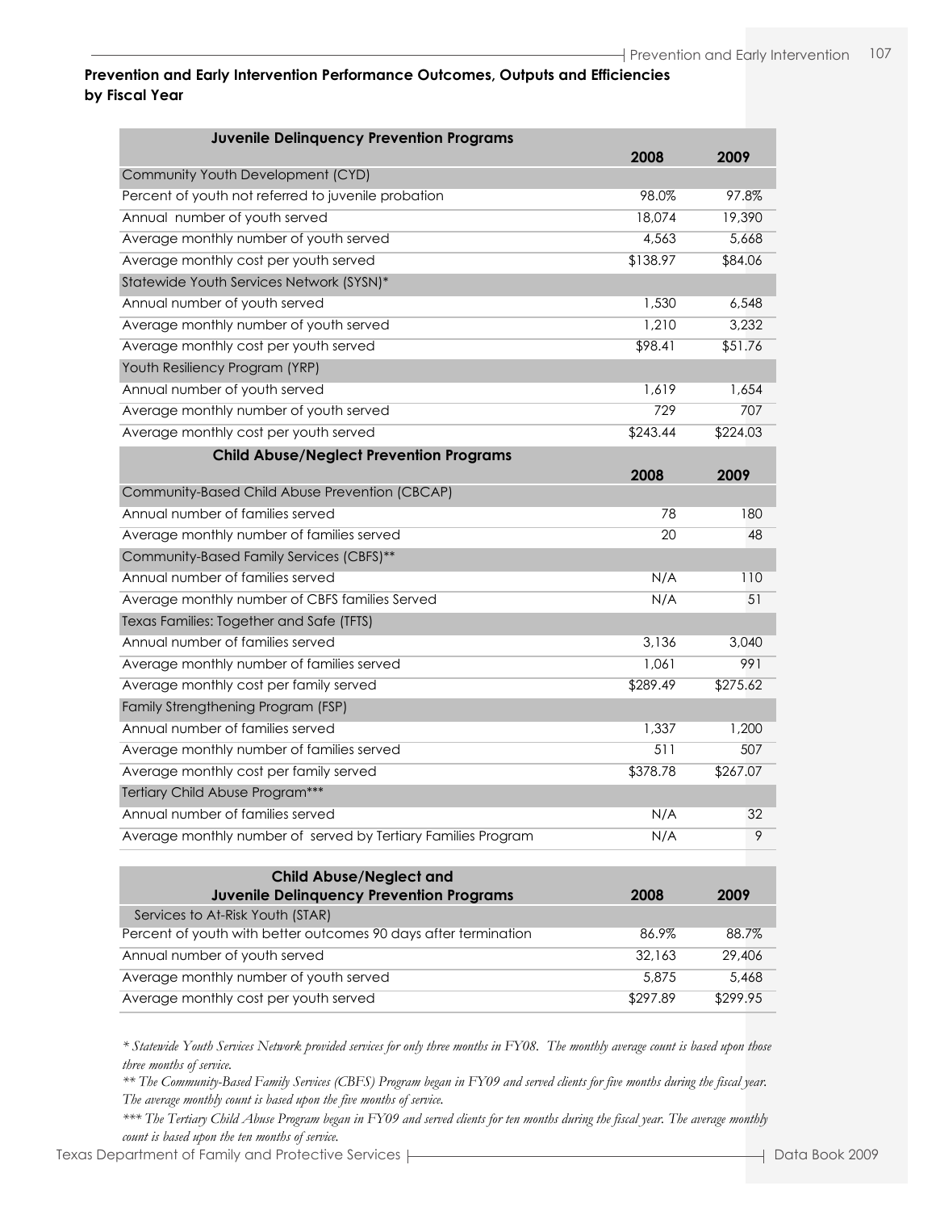**Prevention and Early Intervention Performance Outcomes, Outputs and Efficiencies by Fiscal Year**

| Juvenile Delinquency Prevention Programs | 2008 | 2009 |
|---|---|---|
| Community Youth Development (CYD) | | |
| Percent of youth not referred to juvenile probation | 98.0% | 97.8% |
| Annual number of youth served | 18,074 | 19,390 |
| Average monthly number of youth served | 4,563 | 5,668 |
| Average monthly cost per youth served | $138.97 | $84.06 |
| Statewide Youth Services Network (SYSN)* | | |
| Annual number of youth served | 1,530 | 6,548 |
| Average monthly number of youth served | 1,210 | 3,232 |
| Average monthly cost per youth served | $98.41 | $51.76 |
| Youth Resiliency Program (YRP) | | |
| Annual number of youth served | 1,619 | 1,654 |
| Average monthly number of youth served | 729 | 707 |
| Average monthly cost per youth served | $243.44 | $224.03 |
| **Child Abuse/Neglect Prevention Programs** | **2008** | **2009** |
| Community-Based Child Abuse Prevention (CBCAP) | | |
| Annual number of families served | 78 | 180 |
| Average monthly number of families served | 20 | 48 |
| Community-Based Family Services (CBFS)** | | |
| Annual number of families served | N/A | 110 |
| Average monthly number of CBFS families Served | N/A | 51 |
| Texas Families: Together and Safe (TFTS) | | |
| Annual number of families served | 3,136 | 3,040 |
| Average monthly number of families served | 1,061 | 991 |
| Average monthly cost per family served | $289.49 | $275.62 |
| Family Strengthening Program (FSP) | | |
| Annual number of families served | 1,337 | 1,200 |
| Average monthly number of families served | 511 | 507 |
| Average monthly cost per family served | $378.78 | $267.07 |
| Tertiary Child Abuse Program*** | | |
| Annual number of families served | N/A | 32 |
| Average monthly number of served by Tertiary Families Program | N/A | 9 |

| Child Abuse/Neglect and Juvenile Delinquency Prevention Programs | 2008 | 2009 |
|---|---|---|
| Services to At-Risk Youth (STAR) | | |
| Percent of youth with better outcomes 90 days after termination | 86.9% | 88.7% |
| Annual number of youth served | 32,163 | 29,406 |
| Average monthly number of youth served | 5,875 | 5,468 |
| Average monthly cost per youth served | $297.89 | $299.95 |

*\* Statewide Youth Services Network provided services for only three months in FY08. The monthly average count is based upon those three months of service.*

*\*\* The Community-Based Family Services (CBFS) Program began in FY09 and served clients for five months during the fiscal year. The average monthly count is based upon the five months of service.*

*\*\*\* The Tertiary Child Abuse Program began in FY09 and served clients for ten months during the fiscal year. The average monthly count is based upon the ten months of service.*